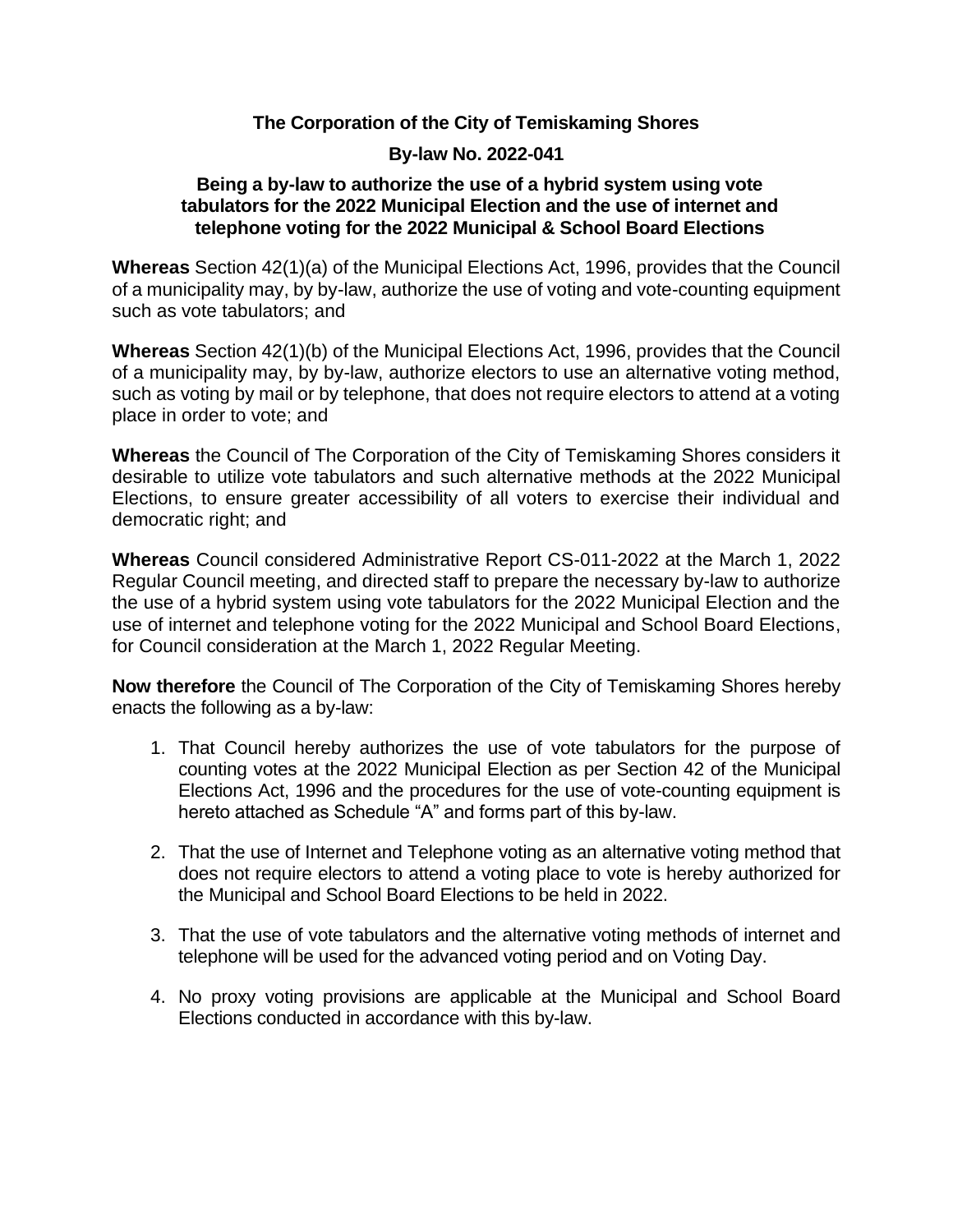# The Corporation of the City of Temiskaming Shores

## By-law No. 2022-041

### Being a by-law to authorize the use of a hybrid system using vote tabulators for the 2022 Municipal Election and the use of internet and telephone voting for the 2022 Municipal & School Board Elections

**Whereas** Section 42(1)(a) of the Municipal Elections Act, 1996, provides that the Council of a municipality may, by by-law, authorize the use of voting and vote-counting equipment such as vote tabulators; and

**Whereas** Section 42(1)(b) of the Municipal Elections Act, 1996, provides that the Council of a municipality may, by by-law, authorize electors to use an alternative voting method, such as voting by mail or by telephone, that does not require electors to attend at a voting place in order to vote; and

**Whereas** the Council of The Corporation of the City of Temiskaming Shores considers it desirable to utilize vote tabulators and such alternative methods at the 2022 Municipal Elections, to ensure greater accessibility of all voters to exercise their individual and democratic right; and

**Whereas** Council considered Administrative Report CS-011-2022 at the March 1, 2022 Regular Council meeting, and directed staff to prepare the necessary by-law to authorize the use of a hybrid system using vote tabulators for the 2022 Municipal Election and the use of internet and telephone voting for the 2022 Municipal and School Board Elections, for Council consideration at the March 1, 2022 Regular Meeting.

**Now therefore** the Council of The Corporation of the City of Temiskaming Shores hereby enacts the following as a by-law:

1. That Council hereby authorizes the use of vote tabulators for the purpose of counting votes at the 2022 Municipal Election as per Section 42 of the Municipal Elections Act, 1996 and the procedures for the use of vote-counting equipment is hereto attached as Schedule "A" and forms part of this by-law.

2. That the use of Internet and Telephone voting as an alternative voting method that does not require electors to attend a voting place to vote is hereby authorized for the Municipal and School Board Elections to be held in 2022.

3. That the use of vote tabulators and the alternative voting methods of internet and telephone will be used for the advanced voting period and on Voting Day.

4. No proxy voting provisions are applicable at the Municipal and School Board Elections conducted in accordance with this by-law.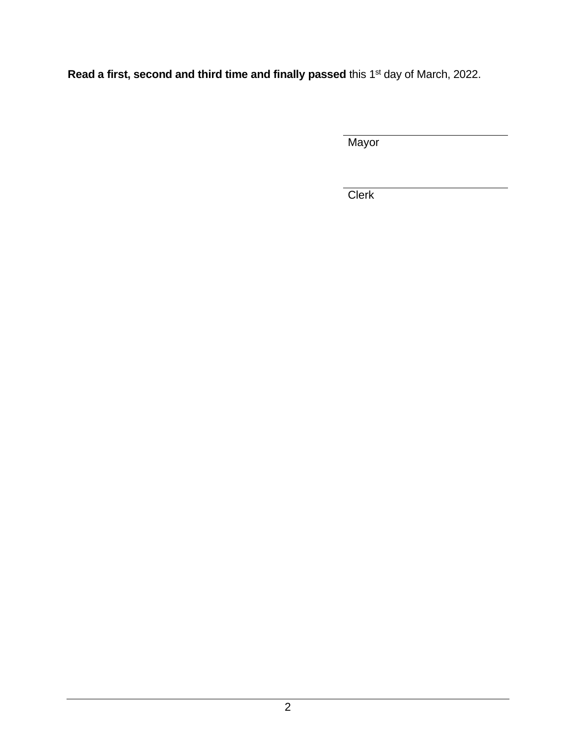**Read a first, second and third time and finally passed** this 1st day of March, 2022.

_____________________________
Mayor

_____________________________
Clerk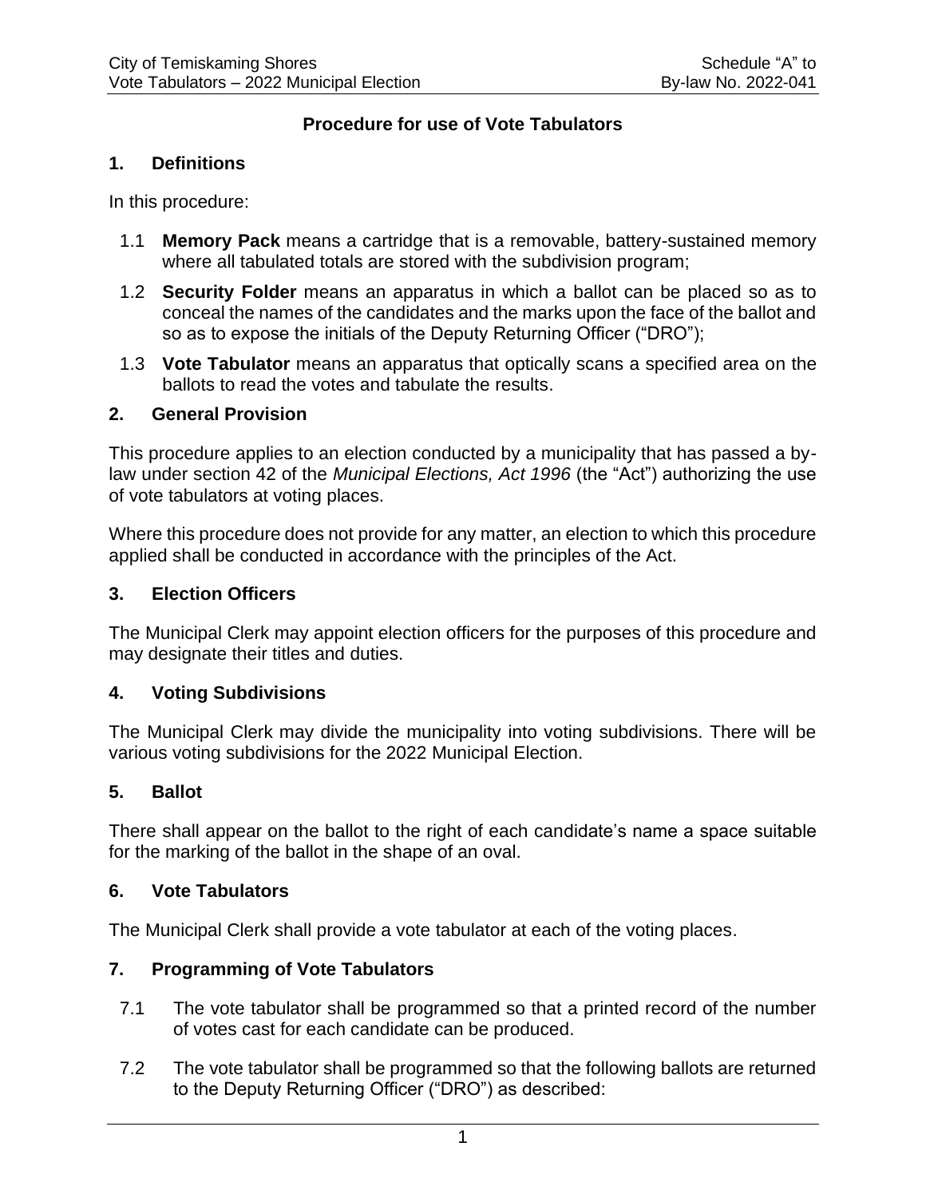## Procedure for use of Vote Tabulators

### 1. Definitions

In this procedure:

1.1 **Memory Pack** means a cartridge that is a removable, battery-sustained memory where all tabulated totals are stored with the subdivision program;

1.2 **Security Folder** means an apparatus in which a ballot can be placed so as to conceal the names of the candidates and the marks upon the face of the ballot and so as to expose the initials of the Deputy Returning Officer ("DRO");

1.3 **Vote Tabulator** means an apparatus that optically scans a specified area on the ballots to read the votes and tabulate the results.

### 2. General Provision

This procedure applies to an election conducted by a municipality that has passed a by-law under section 42 of the *Municipal Elections, Act 1996* (the "Act") authorizing the use of vote tabulators at voting places.

Where this procedure does not provide for any matter, an election to which this procedure applied shall be conducted in accordance with the principles of the Act.

### 3. Election Officers

The Municipal Clerk may appoint election officers for the purposes of this procedure and may designate their titles and duties.

### 4. Voting Subdivisions

The Municipal Clerk may divide the municipality into voting subdivisions. There will be various voting subdivisions for the 2022 Municipal Election.

### 5. Ballot

There shall appear on the ballot to the right of each candidate's name a space suitable for the marking of the ballot in the shape of an oval.

### 6. Vote Tabulators

The Municipal Clerk shall provide a vote tabulator at each of the voting places.

### 7. Programming of Vote Tabulators

7.1 The vote tabulator shall be programmed so that a printed record of the number of votes cast for each candidate can be produced.

7.2 The vote tabulator shall be programmed so that the following ballots are returned to the Deputy Returning Officer ("DRO") as described: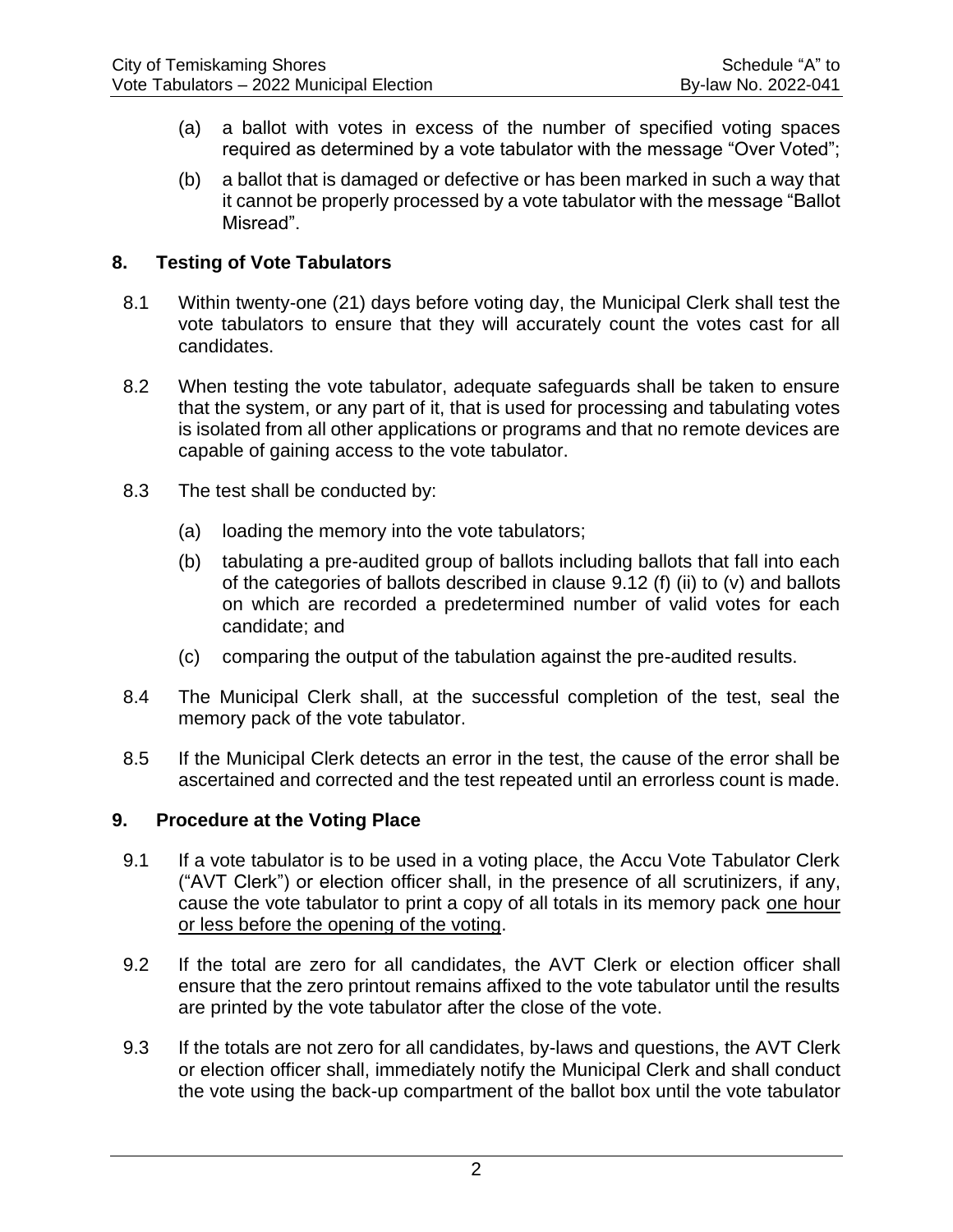(a) a ballot with votes in excess of the number of specified voting spaces required as determined by a vote tabulator with the message “Over Voted”;

(b) a ballot that is damaged or defective or has been marked in such a way that it cannot be properly processed by a vote tabulator with the message “Ballot Misread”.

## 8. Testing of Vote Tabulators

8.1 Within twenty-one (21) days before voting day, the Municipal Clerk shall test the vote tabulators to ensure that they will accurately count the votes cast for all candidates.

8.2 When testing the vote tabulator, adequate safeguards shall be taken to ensure that the system, or any part of it, that is used for processing and tabulating votes is isolated from all other applications or programs and that no remote devices are capable of gaining access to the vote tabulator.

8.3 The test shall be conducted by:

(a) loading the memory into the vote tabulators;

(b) tabulating a pre-audited group of ballots including ballots that fall into each of the categories of ballots described in clause 9.12 (f) (ii) to (v) and ballots on which are recorded a predetermined number of valid votes for each candidate; and

(c) comparing the output of the tabulation against the pre-audited results.

8.4 The Municipal Clerk shall, at the successful completion of the test, seal the memory pack of the vote tabulator.

8.5 If the Municipal Clerk detects an error in the test, the cause of the error shall be ascertained and corrected and the test repeated until an errorless count is made.

## 9. Procedure at the Voting Place

9.1 If a vote tabulator is to be used in a voting place, the Accu Vote Tabulator Clerk (“AVT Clerk”) or election officer shall, in the presence of all scrutinizers, if any, cause the vote tabulator to print a copy of all totals in its memory pack <u>one hour or less before the opening of the voting</u>.

9.2 If the total are zero for all candidates, the AVT Clerk or election officer shall ensure that the zero printout remains affixed to the vote tabulator until the results are printed by the vote tabulator after the close of the vote.

9.3 If the totals are not zero for all candidates, by-laws and questions, the AVT Clerk or election officer shall, immediately notify the Municipal Clerk and shall conduct the vote using the back-up compartment of the ballot box until the vote tabulator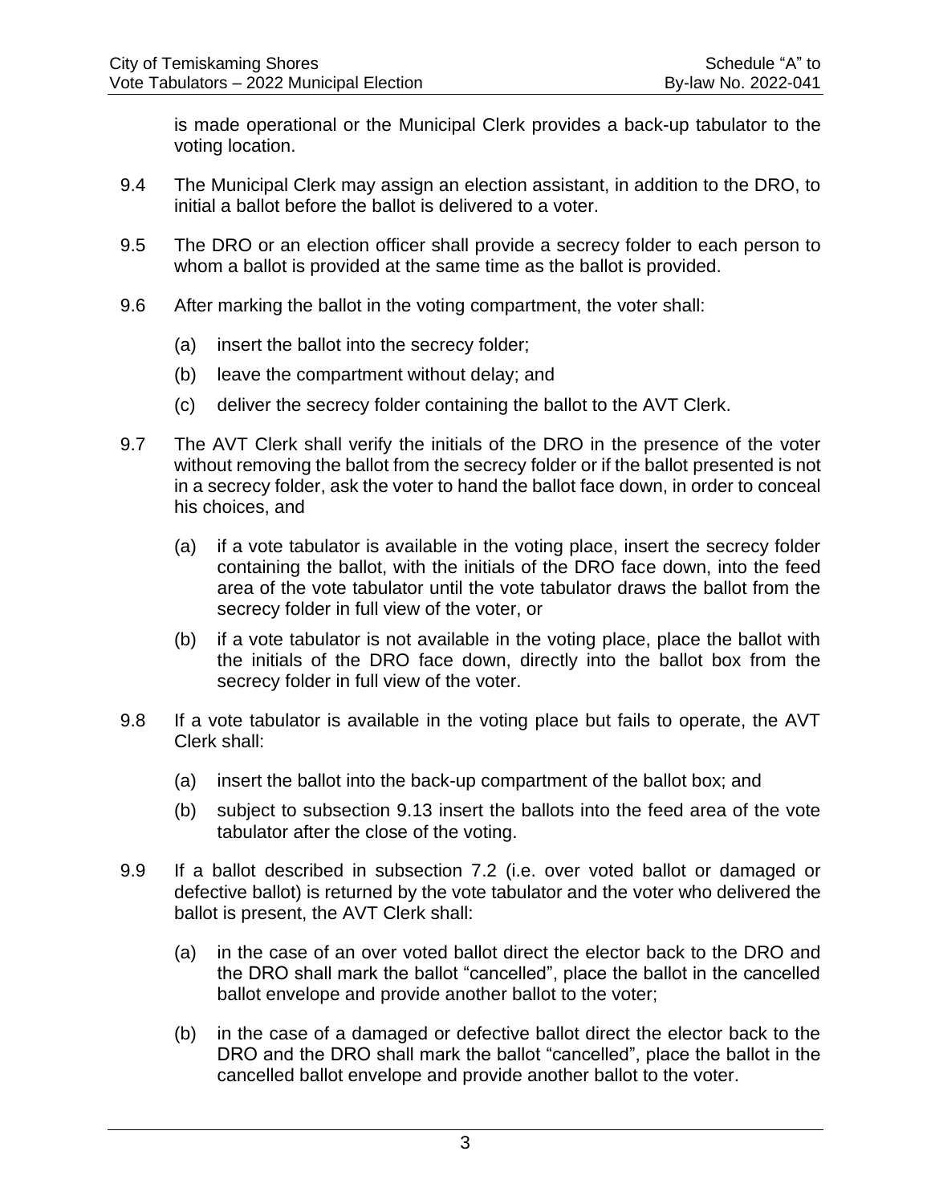is made operational or the Municipal Clerk provides a back-up tabulator to the voting location.

9.4 The Municipal Clerk may assign an election assistant, in addition to the DRO, to initial a ballot before the ballot is delivered to a voter.

9.5 The DRO or an election officer shall provide a secrecy folder to each person to whom a ballot is provided at the same time as the ballot is provided.

9.6 After marking the ballot in the voting compartment, the voter shall:

(a) insert the ballot into the secrecy folder;

(b) leave the compartment without delay; and

(c) deliver the secrecy folder containing the ballot to the AVT Clerk.

9.7 The AVT Clerk shall verify the initials of the DRO in the presence of the voter without removing the ballot from the secrecy folder or if the ballot presented is not in a secrecy folder, ask the voter to hand the ballot face down, in order to conceal his choices, and

(a) if a vote tabulator is available in the voting place, insert the secrecy folder containing the ballot, with the initials of the DRO face down, into the feed area of the vote tabulator until the vote tabulator draws the ballot from the secrecy folder in full view of the voter, or

(b) if a vote tabulator is not available in the voting place, place the ballot with the initials of the DRO face down, directly into the ballot box from the secrecy folder in full view of the voter.

9.8 If a vote tabulator is available in the voting place but fails to operate, the AVT Clerk shall:

(a) insert the ballot into the back-up compartment of the ballot box; and

(b) subject to subsection 9.13 insert the ballots into the feed area of the vote tabulator after the close of the voting.

9.9 If a ballot described in subsection 7.2 (i.e. over voted ballot or damaged or defective ballot) is returned by the vote tabulator and the voter who delivered the ballot is present, the AVT Clerk shall:

(a) in the case of an over voted ballot direct the elector back to the DRO and the DRO shall mark the ballot "cancelled", place the ballot in the cancelled ballot envelope and provide another ballot to the voter;

(b) in the case of a damaged or defective ballot direct the elector back to the DRO and the DRO shall mark the ballot "cancelled", place the ballot in the cancelled ballot envelope and provide another ballot to the voter.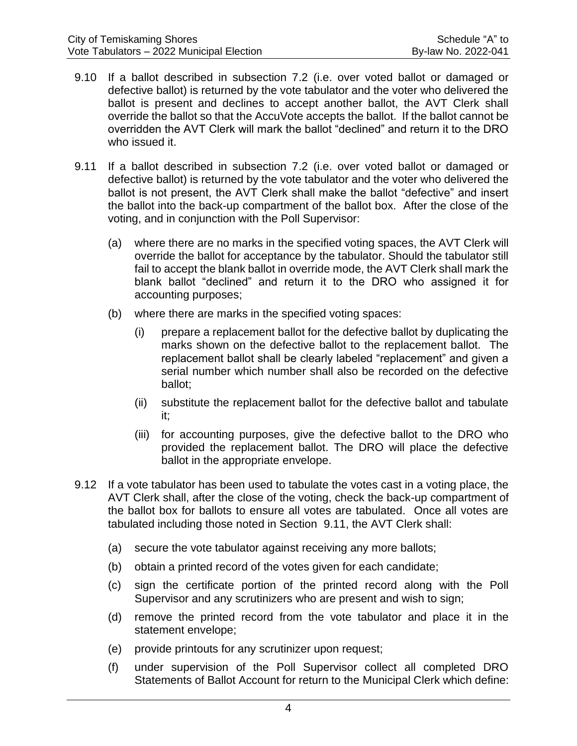9.10 If a ballot described in subsection 7.2 (i.e. over voted ballot or damaged or defective ballot) is returned by the vote tabulator and the voter who delivered the ballot is present and declines to accept another ballot, the AVT Clerk shall override the ballot so that the AccuVote accepts the ballot. If the ballot cannot be overridden the AVT Clerk will mark the ballot "declined" and return it to the DRO who issued it.

9.11 If a ballot described in subsection 7.2 (i.e. over voted ballot or damaged or defective ballot) is returned by the vote tabulator and the voter who delivered the ballot is not present, the AVT Clerk shall make the ballot "defective" and insert the ballot into the back-up compartment of the ballot box. After the close of the voting, and in conjunction with the Poll Supervisor:

   (a) where there are no marks in the specified voting spaces, the AVT Clerk will override the ballot for acceptance by the tabulator. Should the tabulator still fail to accept the blank ballot in override mode, the AVT Clerk shall mark the blank ballot "declined" and return it to the DRO who assigned it for accounting purposes;

   (b) where there are marks in the specified voting spaces:

      (i) prepare a replacement ballot for the defective ballot by duplicating the marks shown on the defective ballot to the replacement ballot. The replacement ballot shall be clearly labeled "replacement" and given a serial number which number shall also be recorded on the defective ballot;

      (ii) substitute the replacement ballot for the defective ballot and tabulate it;

      (iii) for accounting purposes, give the defective ballot to the DRO who provided the replacement ballot. The DRO will place the defective ballot in the appropriate envelope.

9.12 If a vote tabulator has been used to tabulate the votes cast in a voting place, the AVT Clerk shall, after the close of the voting, check the back-up compartment of the ballot box for ballots to ensure all votes are tabulated. Once all votes are tabulated including those noted in Section 9.11, the AVT Clerk shall:

   (a) secure the vote tabulator against receiving any more ballots;

   (b) obtain a printed record of the votes given for each candidate;

   (c) sign the certificate portion of the printed record along with the Poll Supervisor and any scrutinizers who are present and wish to sign;

   (d) remove the printed record from the vote tabulator and place it in the statement envelope;

   (e) provide printouts for any scrutinizer upon request;

   (f) under supervision of the Poll Supervisor collect all completed DRO Statements of Ballot Account for return to the Municipal Clerk which define: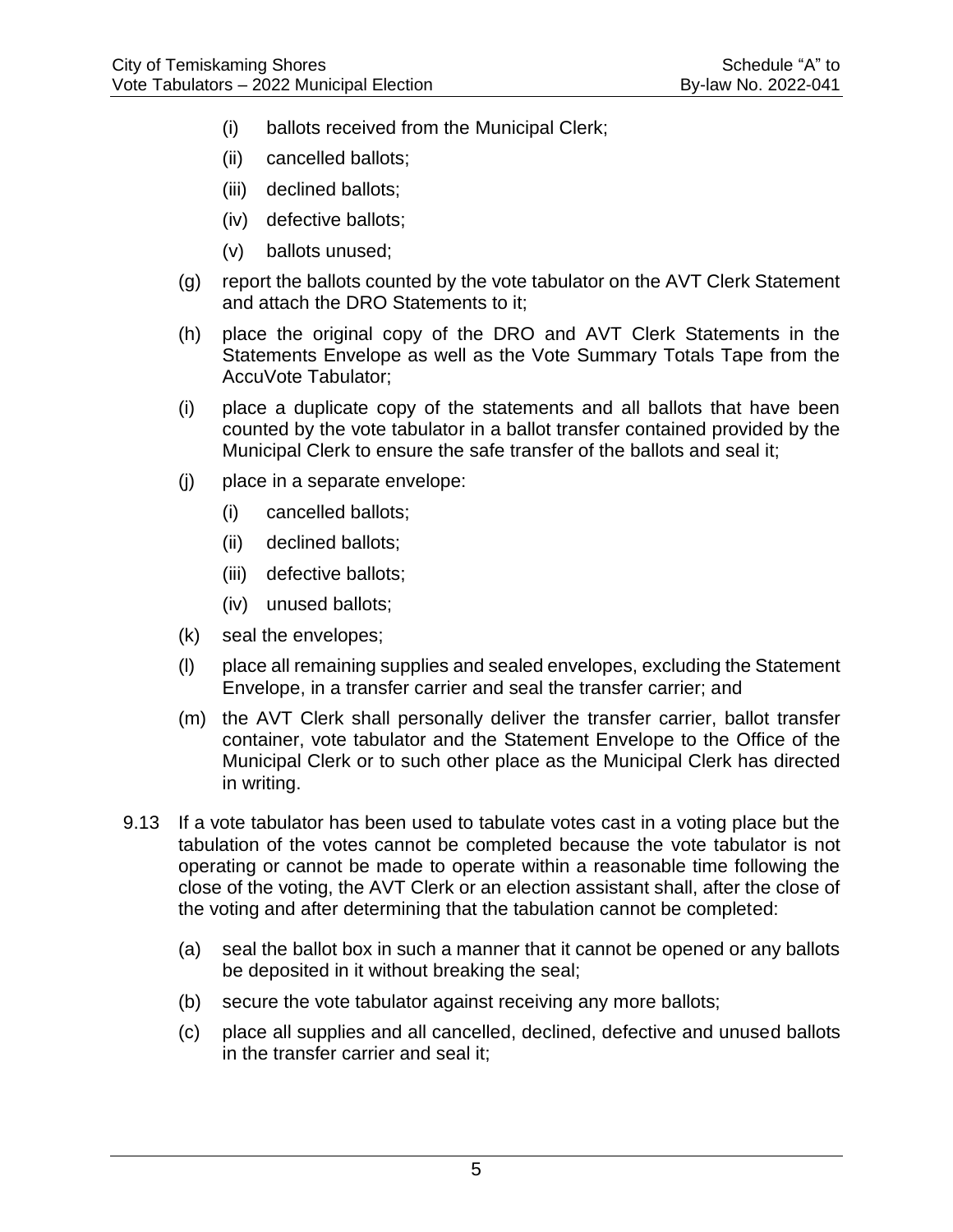(i) ballots received from the Municipal Clerk;

(ii) cancelled ballots;

(iii) declined ballots;

(iv) defective ballots;

(v) ballots unused;

(g) report the ballots counted by the vote tabulator on the AVT Clerk Statement and attach the DRO Statements to it;

(h) place the original copy of the DRO and AVT Clerk Statements in the Statements Envelope as well as the Vote Summary Totals Tape from the AccuVote Tabulator;

(i) place a duplicate copy of the statements and all ballots that have been counted by the vote tabulator in a ballot transfer contained provided by the Municipal Clerk to ensure the safe transfer of the ballots and seal it;

(j) place in a separate envelope:

(i) cancelled ballots;

(ii) declined ballots;

(iii) defective ballots;

(iv) unused ballots;

(k) seal the envelopes;

(l) place all remaining supplies and sealed envelopes, excluding the Statement Envelope, in a transfer carrier and seal the transfer carrier; and

(m) the AVT Clerk shall personally deliver the transfer carrier, ballot transfer container, vote tabulator and the Statement Envelope to the Office of the Municipal Clerk or to such other place as the Municipal Clerk has directed in writing.

9.13 If a vote tabulator has been used to tabulate votes cast in a voting place but the tabulation of the votes cannot be completed because the vote tabulator is not operating or cannot be made to operate within a reasonable time following the close of the voting, the AVT Clerk or an election assistant shall, after the close of the voting and after determining that the tabulation cannot be completed:

(a) seal the ballot box in such a manner that it cannot be opened or any ballots be deposited in it without breaking the seal;

(b) secure the vote tabulator against receiving any more ballots;

(c) place all supplies and all cancelled, declined, defective and unused ballots in the transfer carrier and seal it;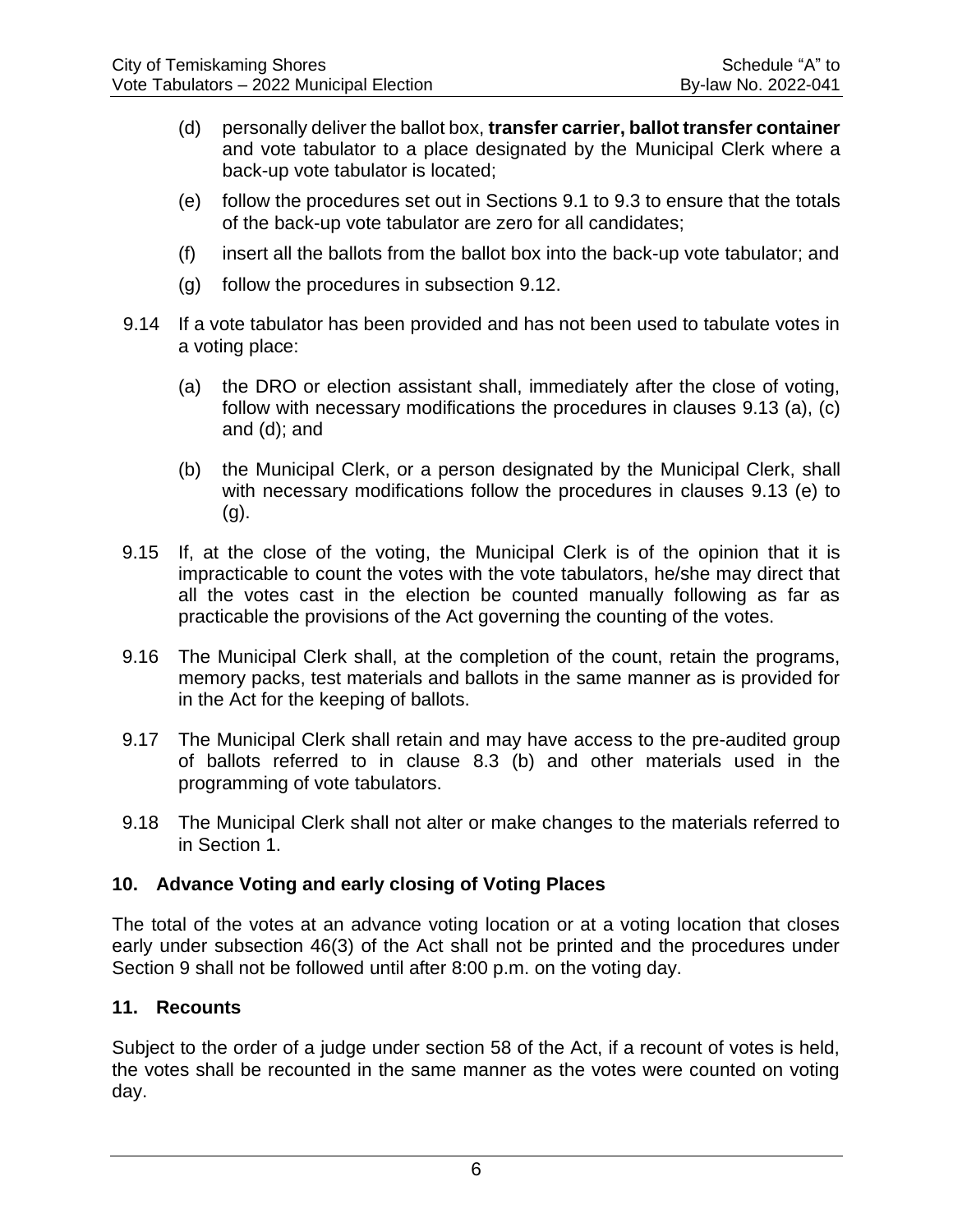(d) personally deliver the ballot box, **transfer carrier, ballot transfer container** and vote tabulator to a place designated by the Municipal Clerk where a back-up vote tabulator is located;

(e) follow the procedures set out in Sections 9.1 to 9.3 to ensure that the totals of the back-up vote tabulator are zero for all candidates;

(f) insert all the ballots from the ballot box into the back-up vote tabulator; and

(g) follow the procedures in subsection 9.12.

9.14 If a vote tabulator has been provided and has not been used to tabulate votes in a voting place:

(a) the DRO or election assistant shall, immediately after the close of voting, follow with necessary modifications the procedures in clauses 9.13 (a), (c) and (d); and

(b) the Municipal Clerk, or a person designated by the Municipal Clerk, shall with necessary modifications follow the procedures in clauses 9.13 (e) to (g).

9.15 If, at the close of the voting, the Municipal Clerk is of the opinion that it is impracticable to count the votes with the vote tabulators, he/she may direct that all the votes cast in the election be counted manually following as far as practicable the provisions of the Act governing the counting of the votes.

9.16 The Municipal Clerk shall, at the completion of the count, retain the programs, memory packs, test materials and ballots in the same manner as is provided for in the Act for the keeping of ballots.

9.17 The Municipal Clerk shall retain and may have access to the pre-audited group of ballots referred to in clause 8.3 (b) and other materials used in the programming of vote tabulators.

9.18 The Municipal Clerk shall not alter or make changes to the materials referred to in Section 1.

## 10. Advance Voting and early closing of Voting Places

The total of the votes at an advance voting location or at a voting location that closes early under subsection 46(3) of the Act shall not be printed and the procedures under Section 9 shall not be followed until after 8:00 p.m. on the voting day.

## 11. Recounts

Subject to the order of a judge under section 58 of the Act, if a recount of votes is held, the votes shall be recounted in the same manner as the votes were counted on voting day.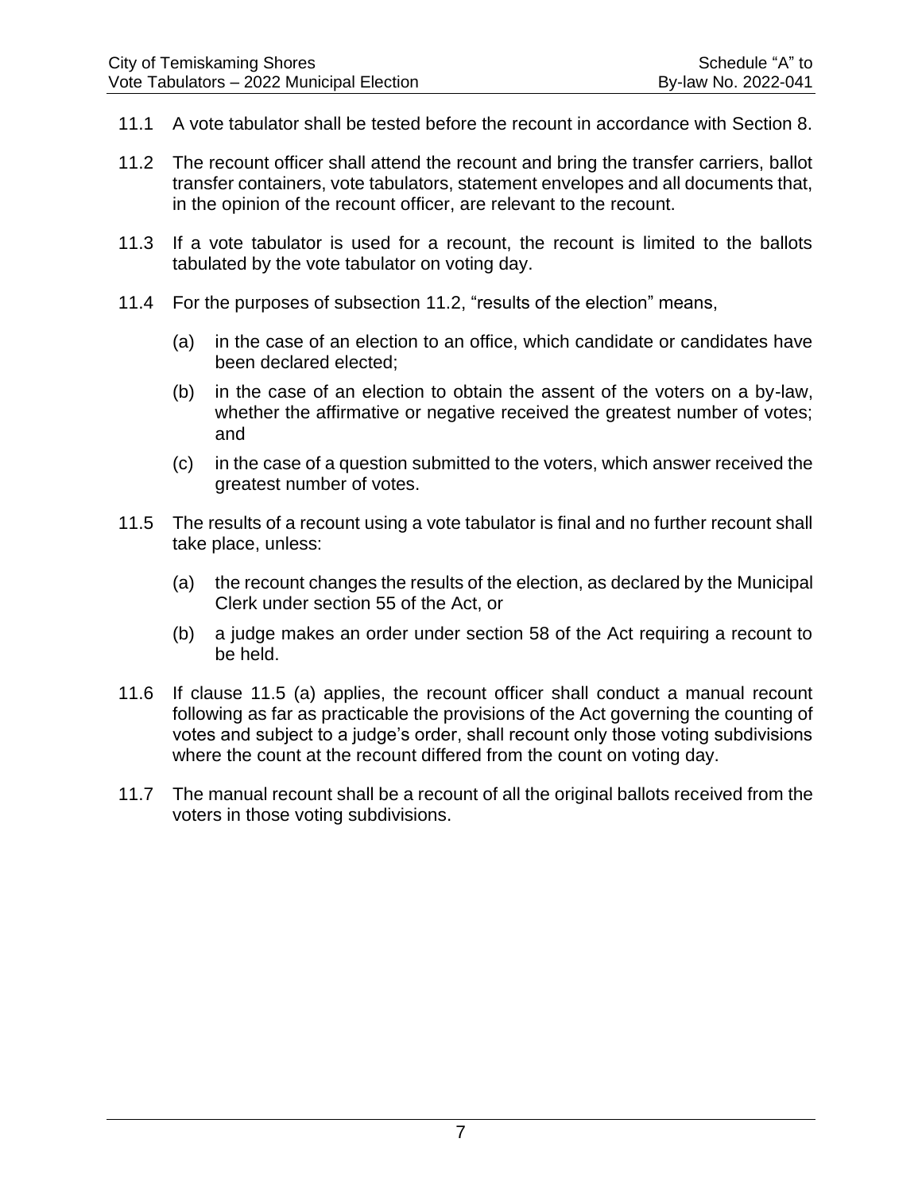11.1 A vote tabulator shall be tested before the recount in accordance with Section 8.

11.2 The recount officer shall attend the recount and bring the transfer carriers, ballot transfer containers, vote tabulators, statement envelopes and all documents that, in the opinion of the recount officer, are relevant to the recount.

11.3 If a vote tabulator is used for a recount, the recount is limited to the ballots tabulated by the vote tabulator on voting day.

11.4 For the purposes of subsection 11.2, "results of the election" means,

(a) in the case of an election to an office, which candidate or candidates have been declared elected;

(b) in the case of an election to obtain the assent of the voters on a by-law, whether the affirmative or negative received the greatest number of votes; and

(c) in the case of a question submitted to the voters, which answer received the greatest number of votes.

11.5 The results of a recount using a vote tabulator is final and no further recount shall take place, unless:

(a) the recount changes the results of the election, as declared by the Municipal Clerk under section 55 of the Act, or

(b) a judge makes an order under section 58 of the Act requiring a recount to be held.

11.6 If clause 11.5 (a) applies, the recount officer shall conduct a manual recount following as far as practicable the provisions of the Act governing the counting of votes and subject to a judge's order, shall recount only those voting subdivisions where the count at the recount differed from the count on voting day.

11.7 The manual recount shall be a recount of all the original ballots received from the voters in those voting subdivisions.